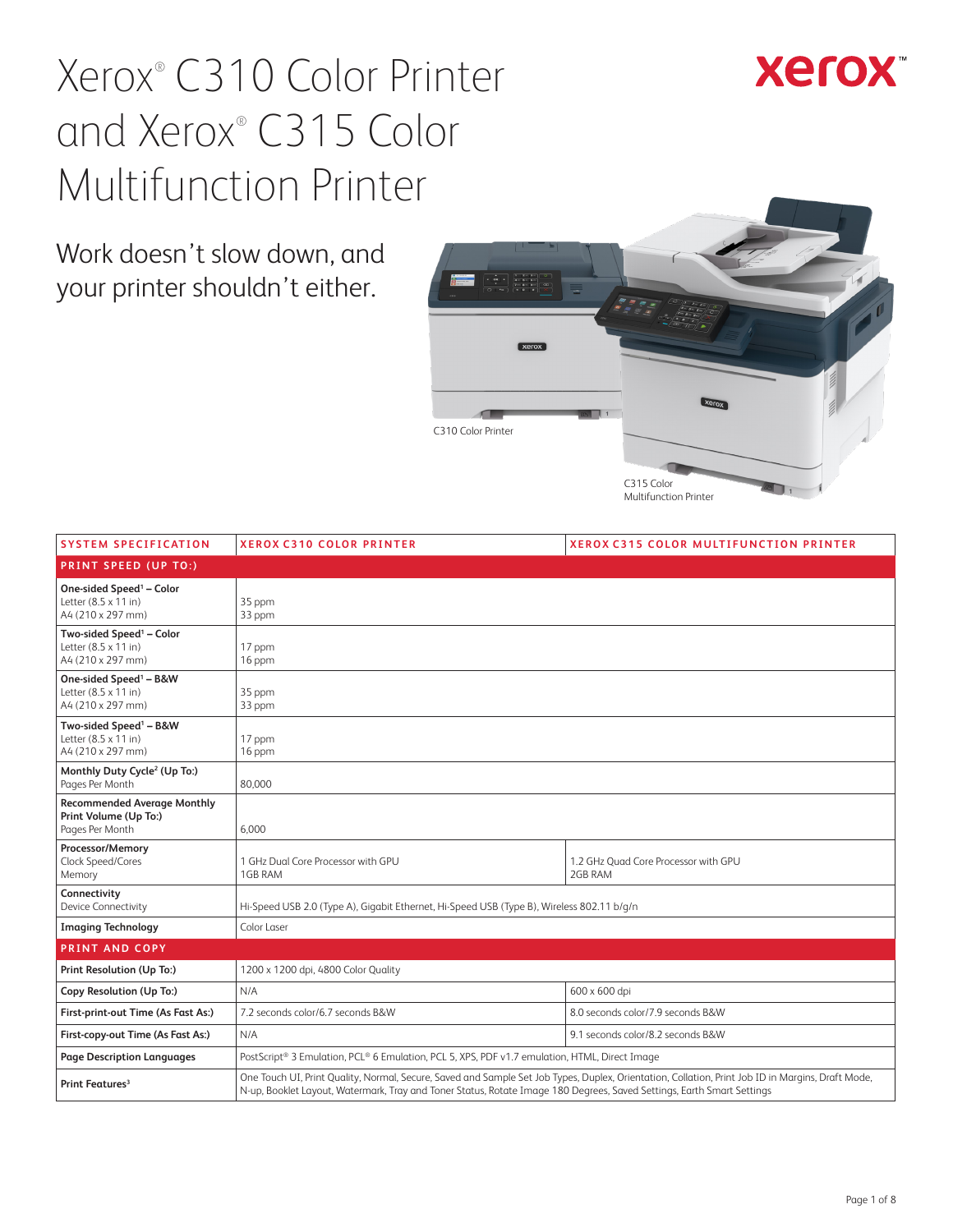# Xerox® C310 Color Printer and Xerox® C315 Color Multifunction Printer

## Work doesn't slow down, and your printer shouldn't either.

C310 Color Printer

C315 Color Multifunction Printer

| SYSTEM SPECIFICATION | XEROX C310 COLOR PRINTER | XEROX C315 COLOR MULTIFUNCTION PRINTER |
|---|---|---|
| **PRINT SPEED (UP TO:)** | | |
| **One-sided Speed[1] – Color**<br>Letter (8.5 x 11 in)<br>A4 (210 x 297 mm) | 35 ppm<br>33 ppm | |
| **Two-sided Speed[1] – Color**<br>Letter (8.5 x 11 in)<br>A4 (210 x 297 mm) | 17 ppm<br>16 ppm | |
| **One-sided Speed[1] – B&W**<br>Letter (8.5 x 11 in)<br>A4 (210 x 297 mm) | 35 ppm<br>33 ppm | |
| **Two-sided Speed[1] – B&W**<br>Letter (8.5 x 11 in)<br>A4 (210 x 297 mm) | 17 ppm<br>16 ppm | |
| **Monthly Duty Cycle[2] (Up To:)**<br>Pages Per Month | 80,000 | |
| **Recommended Average Monthly Print Volume (Up To:)**<br>Pages Per Month | 6,000 | |
| **Processor/Memory**<br>Clock Speed/Cores<br>Memory | 1 GHz Dual Core Processor with GPU<br>1GB RAM | 1.2 GHz Quad Core Processor with GPU<br>2GB RAM |
| **Connectivity**<br>Device Connectivity | Hi-Speed USB 2.0 (Type A), Gigabit Ethernet, Hi-Speed USB (Type B), Wireless 802.11 b/g/n | |
| **Imaging Technology** | Color Laser | |
| **PRINT AND COPY** | | |
| **Print Resolution (Up To:)** | 1200 x 1200 dpi, 4800 Color Quality | |
| **Copy Resolution (Up To:)** | N/A | 600 x 600 dpi |
| **First-print-out Time (As Fast As:)** | 7.2 seconds color/6.7 seconds B&W | 8.0 seconds color/7.9 seconds B&W |
| **First-copy-out Time (As Fast As:)** | N/A | 9.1 seconds color/8.2 seconds B&W |
| **Page Description Languages** | PostScript® 3 Emulation, PCL® 6 Emulation, PCL 5, XPS, PDF v1.7 emulation, HTML, Direct Image | |
| **Print Features[3]** | One Touch UI, Print Quality, Normal, Secure, Saved and Sample Set Job Types, Duplex, Orientation, Collation, Print Job ID in Margins, Draft Mode, N-up, Booklet Layout, Watermark, Tray and Toner Status, Rotate Image 180 Degrees, Saved Settings, Earth Smart Settings | |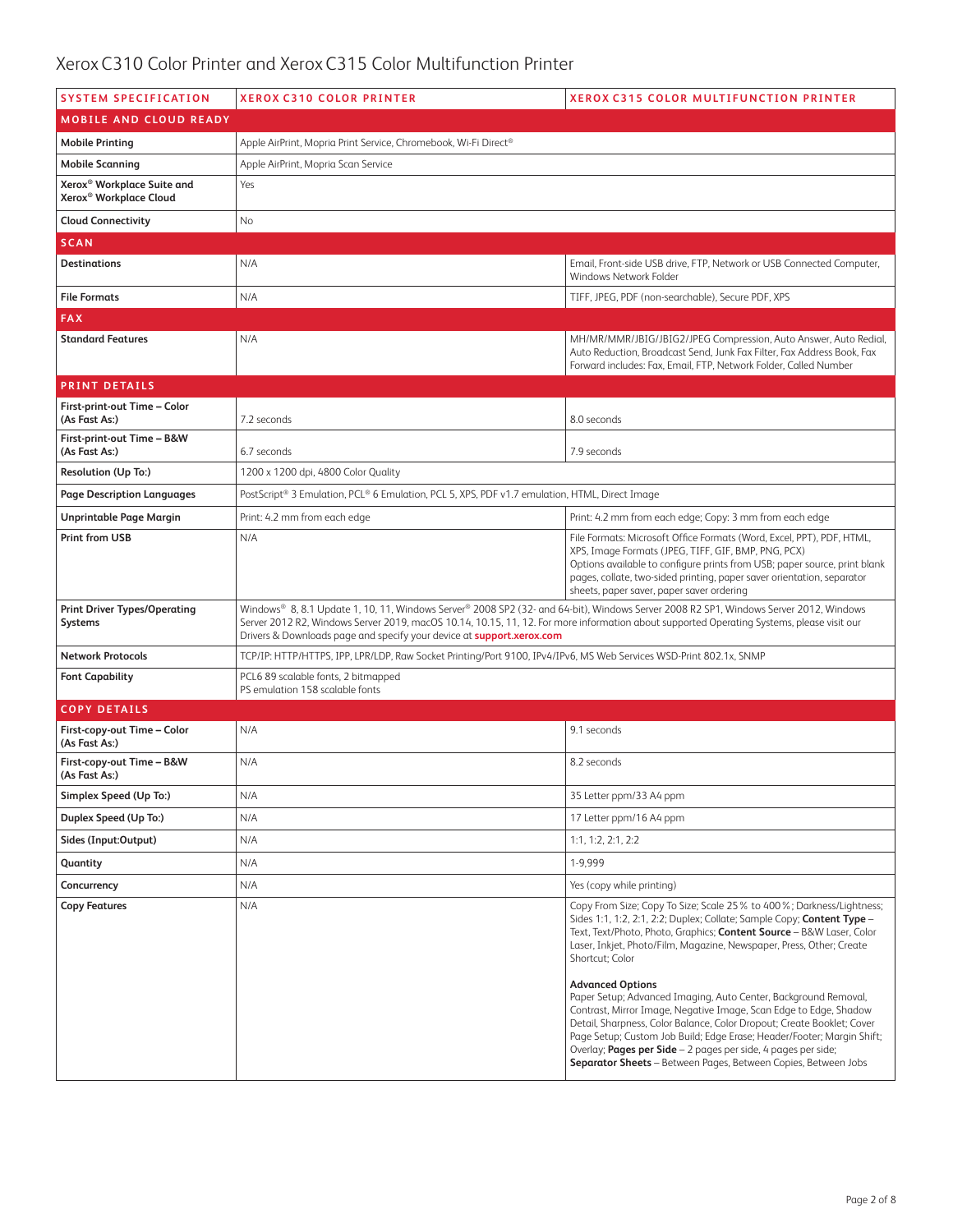# Xerox C310 Color Printer and Xerox C315 Color Multifunction Printer

| SYSTEM SPECIFICATION | XEROX C310 COLOR PRINTER | XEROX C315 COLOR MULTIFUNCTION PRINTER |
|---|---|---|
| **MOBILE AND CLOUD READY** | | |
| **Mobile Printing** | Apple AirPrint, Mopria Print Service, Chromebook, Wi-Fi Direct® | |
| **Mobile Scanning** | Apple AirPrint, Mopria Scan Service | |
| **Xerox® Workplace Suite and Xerox® Workplace Cloud** | Yes | |
| **Cloud Connectivity** | No | |
| **SCAN** | | |
| **Destinations** | N/A | Email, Front-side USB drive, FTP, Network or USB Connected Computer, Windows Network Folder |
| **File Formats** | N/A | TIFF, JPEG, PDF (non-searchable), Secure PDF, XPS |
| **FAX** | | |
| **Standard Features** | N/A | MH/MR/MMR/JBIG/JBIG2/JPEG Compression, Auto Answer, Auto Redial, Auto Reduction, Broadcast Send, Junk Fax Filter, Fax Address Book, Fax Forward includes: Fax, Email, FTP, Network Folder, Called Number |
| **PRINT DETAILS** | | |
| **First-print-out Time – Color (As Fast As:)** | 7.2 seconds | 8.0 seconds |
| **First-print-out Time – B&W (As Fast As:)** | 6.7 seconds | 7.9 seconds |
| **Resolution (Up To:)** | 1200 x 1200 dpi, 4800 Color Quality | |
| **Page Description Languages** | PostScript® 3 Emulation, PCL® 6 Emulation, PCL 5, XPS, PDF v1.7 emulation, HTML, Direct Image | |
| **Unprintable Page Margin** | Print: 4.2 mm from each edge | Print: 4.2 mm from each edge; Copy: 3 mm from each edge |
| **Print from USB** | N/A | File Formats: Microsoft Office Formats (Word, Excel, PPT), PDF, HTML, XPS, Image Formats (JPEG, TIFF, GIF, BMP, PNG, PCX) Options available to configure prints from USB; paper source, print blank pages, collate, two-sided printing, paper saver orientation, separator sheets, paper saver, paper saver ordering |
| **Print Driver Types/Operating Systems** | Windows® 8, 8.1 Update 1, 10, 11, Windows Server® 2008 SP2 (32- and 64-bit), Windows Server 2008 R2 SP1, Windows Server 2012, Windows Server 2012 R2, Windows Server 2019, macOS 10.14, 10.15, 11, 12. For more information about supported Operating Systems, please visit our Drivers & Downloads page and specify your device at **support.xerox.com** | |
| **Network Protocols** | TCP/IP: HTTP/HTTPS, IPP, LPR/LDP, Raw Socket Printing/Port 9100, IPv4/IPv6, MS Web Services WSD-Print 802.1x, SNMP | |
| **Font Capability** | PCL6 89 scalable fonts, 2 bitmapped<br>PS emulation 158 scalable fonts | |
| **COPY DETAILS** | | |
| **First-copy-out Time – Color (As Fast As:)** | N/A | 9.1 seconds |
| **First-copy-out Time – B&W (As Fast As:)** | N/A | 8.2 seconds |
| **Simplex Speed (Up To:)** | N/A | 35 Letter ppm/33 A4 ppm |
| **Duplex Speed (Up To:)** | N/A | 17 Letter ppm/16 A4 ppm |
| **Sides (Input:Output)** | N/A | 1:1, 1:2, 2:1, 2:2 |
| **Quantity** | N/A | 1-9,999 |
| **Concurrency** | N/A | Yes (copy while printing) |
| **Copy Features** | N/A | Copy From Size; Copy To Size; Scale 25% to 400%; Darkness/Lightness; Sides 1:1, 1:2, 2:1, 2:2; Duplex; Collate; Sample Copy; **Content Type** – Text, Text/Photo, Photo, Graphics; **Content Source** – B&W Laser, Color Laser, Inkjet, Photo/Film, Magazine, Newspaper, Press, Other; Create Shortcut; Color<br><br>**Advanced Options**<br>Paper Setup; Advanced Imaging, Auto Center, Background Removal, Contrast, Mirror Image, Negative Image, Scan Edge to Edge, Shadow Detail, Sharpness, Color Balance, Color Dropout; Create Booklet; Cover Page Setup; Custom Job Build; Edge Erase; Header/Footer; Margin Shift; Overlay; **Pages per Side** – 2 pages per side, 4 pages per side; **Separator Sheets** – Between Pages, Between Copies, Between Jobs |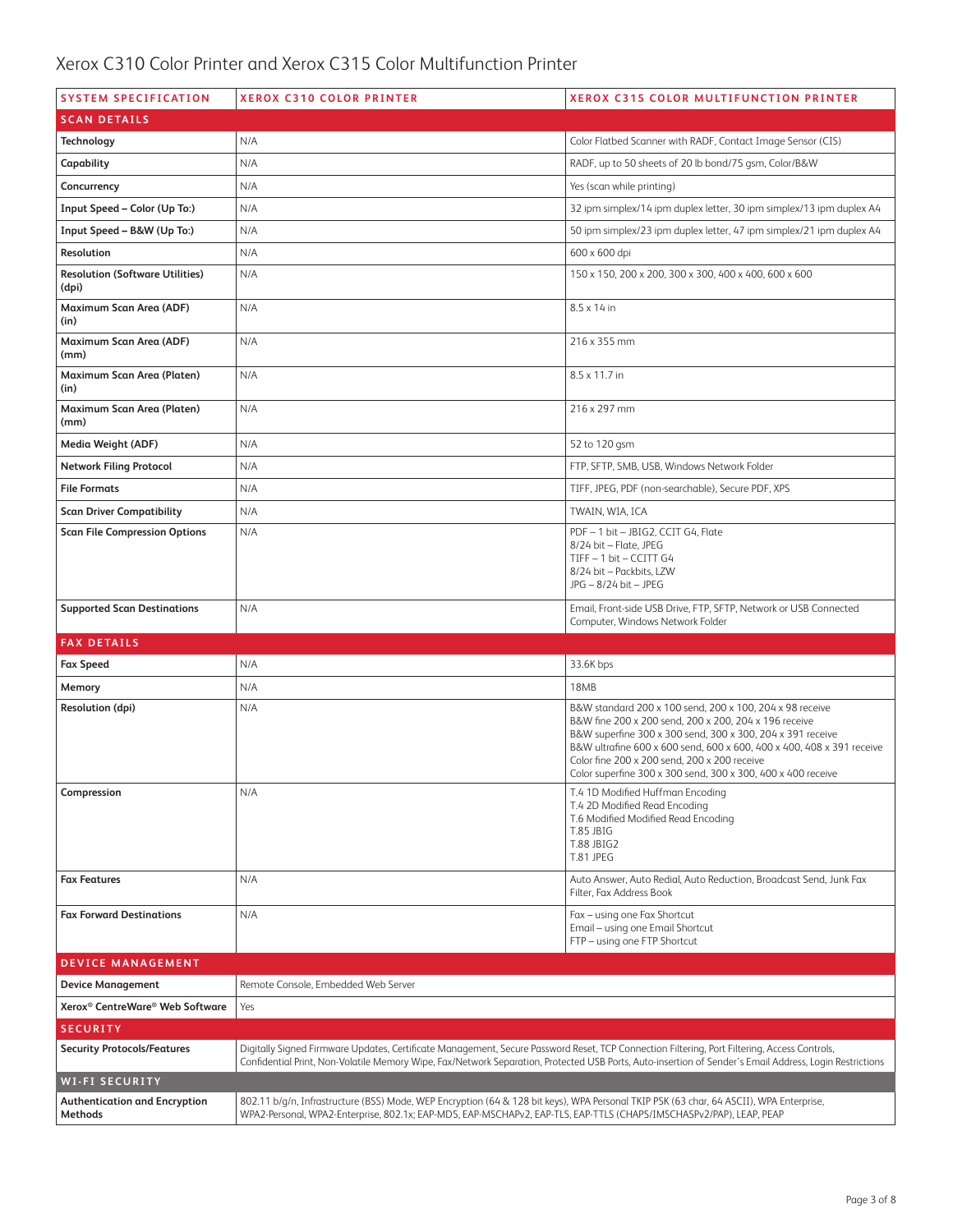# Xerox C310 Color Printer and Xerox C315 Color Multifunction Printer

| SYSTEM SPECIFICATION | XEROX C310 COLOR PRINTER | XEROX C315 COLOR MULTIFUNCTION PRINTER |
|---|---|---|
| **SCAN DETAILS** | | |
| **Technology** | N/A | Color Flatbed Scanner with RADF, Contact Image Sensor (CIS) |
| **Capability** | N/A | RADF, up to 50 sheets of 20 lb bond/75 gsm, Color/B&W |
| **Concurrency** | N/A | Yes (scan while printing) |
| **Input Speed – Color (Up To:)** | N/A | 32 ipm simplex/14 ipm duplex letter, 30 ipm simplex/13 ipm duplex A4 |
| **Input Speed – B&W (Up To:)** | N/A | 50 ipm simplex/23 ipm duplex letter, 47 ipm simplex/21 ipm duplex A4 |
| **Resolution** | N/A | 600 x 600 dpi |
| **Resolution (Software Utilities) (dpi)** | N/A | 150 x 150, 200 x 200, 300 x 300, 400 x 400, 600 x 600 |
| **Maximum Scan Area (ADF) (in)** | N/A | 8.5 x 14 in |
| **Maximum Scan Area (ADF) (mm)** | N/A | 216 x 355 mm |
| **Maximum Scan Area (Platen) (in)** | N/A | 8.5 x 11.7 in |
| **Maximum Scan Area (Platen) (mm)** | N/A | 216 x 297 mm |
| **Media Weight (ADF)** | N/A | 52 to 120 gsm |
| **Network Filing Protocol** | N/A | FTP, SFTP, SMB, USB, Windows Network Folder |
| **File Formats** | N/A | TIFF, JPEG, PDF (non-searchable), Secure PDF, XPS |
| **Scan Driver Compatibility** | N/A | TWAIN, WIA, ICA |
| **Scan File Compression Options** | N/A | PDF – 1 bit – JBIG2, CCIT G4, Flate<br>8/24 bit – Flate, JPEG<br>TIFF – 1 bit – CCITT G4<br>8/24 bit – Packbits, LZW<br>JPG – 8/24 bit – JPEG |
| **Supported Scan Destinations** | N/A | Email, Front-side USB Drive, FTP, SFTP, Network or USB Connected Computer, Windows Network Folder |
| **FAX DETAILS** | | |
| **Fax Speed** | N/A | 33.6K bps |
| **Memory** | N/A | 18MB |
| **Resolution (dpi)** | N/A | B&W standard 200 x 100 send, 200 x 100, 204 x 98 receive<br>B&W fine 200 x 200 send, 200 x 200, 204 x 196 receive<br>B&W superfine 300 x 300 send, 300 x 300, 204 x 391 receive<br>B&W ultrafine 600 x 600 send, 600 x 600, 400 x 400, 408 x 391 receive<br>Color fine 200 x 200 send, 200 x 200 receive<br>Color superfine 300 x 300 send, 300 x 300, 400 x 400 receive |
| **Compression** | N/A | T.4 1D Modified Huffman Encoding<br>T.4 2D Modified Read Encoding<br>T.6 Modified Modified Read Encoding<br>T.85 JBIG<br>T.88 JBIG2<br>T.81 JPEG |
| **Fax Features** | N/A | Auto Answer, Auto Redial, Auto Reduction, Broadcast Send, Junk Fax Filter, Fax Address Book |
| **Fax Forward Destinations** | N/A | Fax – using one Fax Shortcut<br>Email – using one Email Shortcut<br>FTP – using one FTP Shortcut |
| **DEVICE MANAGEMENT** | | |
| **Device Management** | Remote Console, Embedded Web Server | |
| **Xerox® CentreWare® Web Software** | Yes | |
| **SECURITY** | | |
| **Security Protocols/Features** | Digitally Signed Firmware Updates, Certificate Management, Secure Password Reset, TCP Connection Filtering, Port Filtering, Access Controls, Confidential Print, Non-Volatile Memory Wipe, Fax/Network Separation, Protected USB Ports, Auto-insertion of Sender's Email Address, Login Restrictions | |
| **WI-FI SECURITY** | | |
| **Authentication and Encryption Methods** | 802.11 b/g/n, Infrastructure (BSS) Mode, WEP Encryption (64 & 128 bit keys), WPA Personal TKIP PSK (63 char, 64 ASCII), WPA Enterprise, WPA2-Personal, WPA2-Enterprise, 802.1x; EAP-MD5, EAP-MSCHAPv2, EAP-TLS, EAP-TTLS (CHAPS/IMSCHASPv2/PAP), LEAP, PEAP | |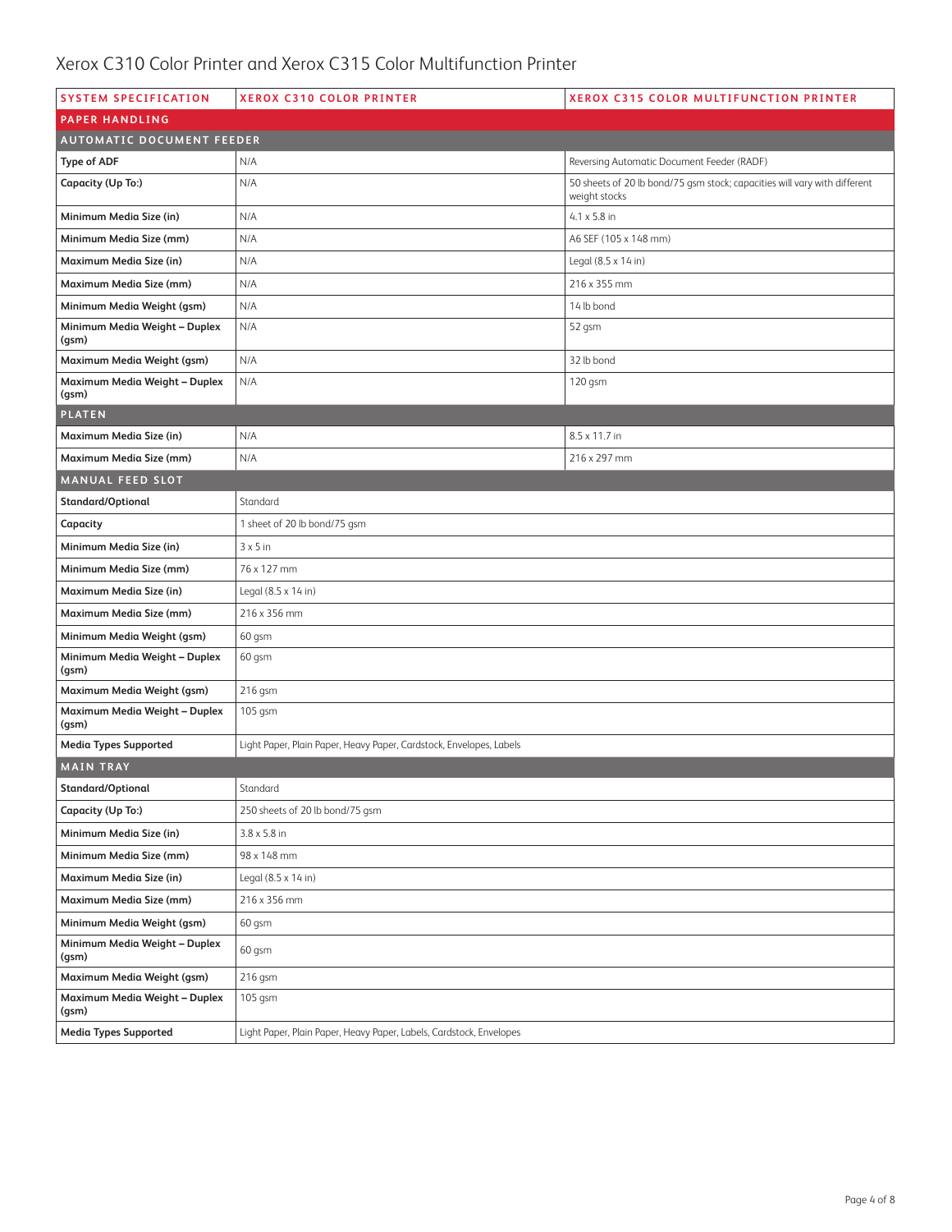# Xerox C310 Color Printer and Xerox C315 Color Multifunction Printer

| SYSTEM SPECIFICATION | XEROX C310 COLOR PRINTER | XEROX C315 COLOR MULTIFUNCTION PRINTER |
|---|---|---|
| **PAPER HANDLING** | | |
| **AUTOMATIC DOCUMENT FEEDER** | | |
| **Type of ADF** | N/A | Reversing Automatic Document Feeder (RADF) |
| **Capacity (Up To:)** | N/A | 50 sheets of 20 lb bond/75 gsm stock; capacities will vary with different weight stocks |
| **Minimum Media Size (in)** | N/A | 4.1 x 5.8 in |
| **Minimum Media Size (mm)** | N/A | A6 SEF (105 x 148 mm) |
| **Maximum Media Size (in)** | N/A | Legal (8.5 x 14 in) |
| **Maximum Media Size (mm)** | N/A | 216 x 355 mm |
| **Minimum Media Weight (gsm)** | N/A | 14 lb bond |
| **Minimum Media Weight – Duplex (gsm)** | N/A | 52 gsm |
| **Maximum Media Weight (gsm)** | N/A | 32 lb bond |
| **Maximum Media Weight – Duplex (gsm)** | N/A | 120 gsm |
| **PLATEN** | | |
| **Maximum Media Size (in)** | N/A | 8.5 x 11.7 in |
| **Maximum Media Size (mm)** | N/A | 216 x 297 mm |
| **MANUAL FEED SLOT** | | |
| **Standard/Optional** | Standard | |
| **Capacity** | 1 sheet of 20 lb bond/75 gsm | |
| **Minimum Media Size (in)** | 3 x 5 in | |
| **Minimum Media Size (mm)** | 76 x 127 mm | |
| **Maximum Media Size (in)** | Legal (8.5 x 14 in) | |
| **Maximum Media Size (mm)** | 216 x 356 mm | |
| **Minimum Media Weight (gsm)** | 60 gsm | |
| **Minimum Media Weight – Duplex (gsm)** | 60 gsm | |
| **Maximum Media Weight (gsm)** | 216 gsm | |
| **Maximum Media Weight – Duplex (gsm)** | 105 gsm | |
| **Media Types Supported** | Light Paper, Plain Paper, Heavy Paper, Cardstock, Envelopes, Labels | |
| **MAIN TRAY** | | |
| **Standard/Optional** | Standard | |
| **Capacity (Up To:)** | 250 sheets of 20 lb bond/75 gsm | |
| **Minimum Media Size (in)** | 3.8 x 5.8 in | |
| **Minimum Media Size (mm)** | 98 x 148 mm | |
| **Maximum Media Size (in)** | Legal (8.5 x 14 in) | |
| **Maximum Media Size (mm)** | 216 x 356 mm | |
| **Minimum Media Weight (gsm)** | 60 gsm | |
| **Minimum Media Weight – Duplex (gsm)** | 60 gsm | |
| **Maximum Media Weight (gsm)** | 216 gsm | |
| **Maximum Media Weight – Duplex (gsm)** | 105 gsm | |
| **Media Types Supported** | Light Paper, Plain Paper, Heavy Paper, Labels, Cardstock, Envelopes | |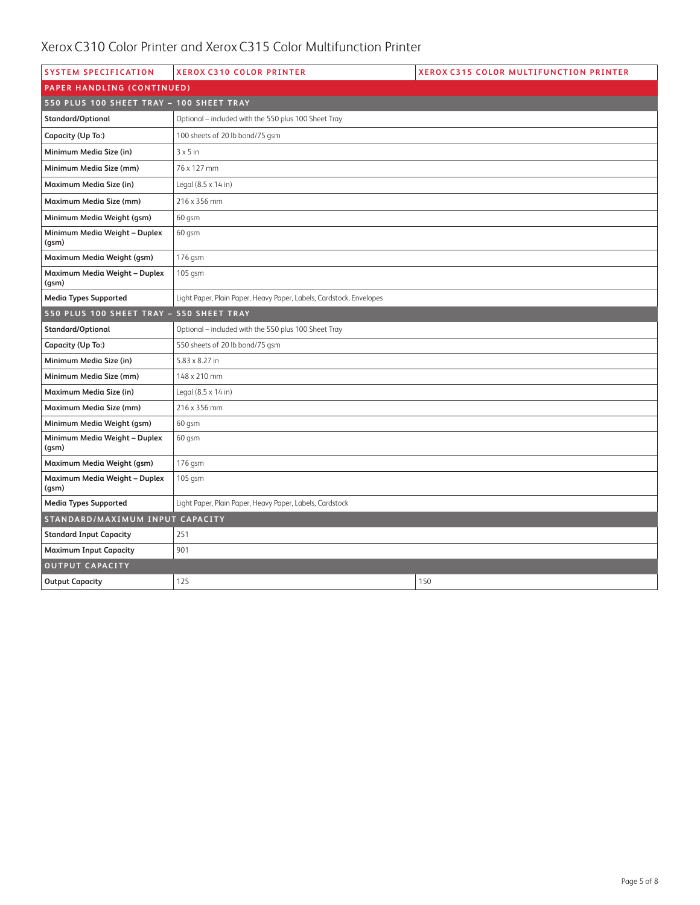# Xerox C310 Color Printer and Xerox C315 Color Multifunction Printer

| SYSTEM SPECIFICATION | XEROX C310 COLOR PRINTER | XEROX C315 COLOR MULTIFUNCTION PRINTER |
|---|---|---|
| **PAPER HANDLING (CONTINUED)** | | |
| **550 PLUS 100 SHEET TRAY – 100 SHEET TRAY** | | |
| **Standard/Optional** | Optional – included with the 550 plus 100 Sheet Tray | |
| **Capacity (Up To:)** | 100 sheets of 20 lb bond/75 gsm | |
| **Minimum Media Size (in)** | 3 x 5 in | |
| **Minimum Media Size (mm)** | 76 x 127 mm | |
| **Maximum Media Size (in)** | Legal (8.5 x 14 in) | |
| **Maximum Media Size (mm)** | 216 x 356 mm | |
| **Minimum Media Weight (gsm)** | 60 gsm | |
| **Minimum Media Weight – Duplex (gsm)** | 60 gsm | |
| **Maximum Media Weight (gsm)** | 176 gsm | |
| **Maximum Media Weight – Duplex (gsm)** | 105 gsm | |
| **Media Types Supported** | Light Paper, Plain Paper, Heavy Paper, Labels, Cardstock, Envelopes | |
| **550 PLUS 100 SHEET TRAY – 550 SHEET TRAY** | | |
| **Standard/Optional** | Optional – included with the 550 plus 100 Sheet Tray | |
| **Capacity (Up To:)** | 550 sheets of 20 lb bond/75 gsm | |
| **Minimum Media Size (in)** | 5.83 x 8.27 in | |
| **Minimum Media Size (mm)** | 148 x 210 mm | |
| **Maximum Media Size (in)** | Legal (8.5 x 14 in) | |
| **Maximum Media Size (mm)** | 216 x 356 mm | |
| **Minimum Media Weight (gsm)** | 60 gsm | |
| **Minimum Media Weight – Duplex (gsm)** | 60 gsm | |
| **Maximum Media Weight (gsm)** | 176 gsm | |
| **Maximum Media Weight – Duplex (gsm)** | 105 gsm | |
| **Media Types Supported** | Light Paper, Plain Paper, Heavy Paper, Labels, Cardstock | |
| **STANDARD/MAXIMUM INPUT CAPACITY** | | |
| **Standard Input Capacity** | 251 | |
| **Maximum Input Capacity** | 901 | |
| **OUTPUT CAPACITY** | | |
| **Output Capacity** | 125 | 150 |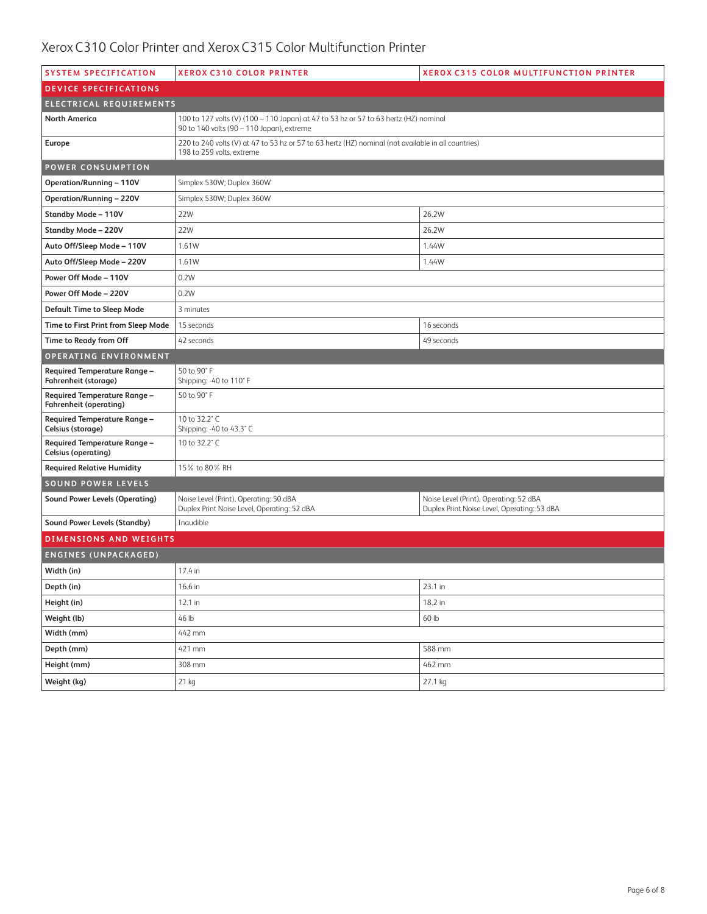# Xerox C310 Color Printer and Xerox C315 Color Multifunction Printer

| SYSTEM SPECIFICATION | XEROX C310 COLOR PRINTER | XEROX C315 COLOR MULTIFUNCTION PRINTER |
|---|---|---|
| **DEVICE SPECIFICATIONS** | | |
| **ELECTRICAL REQUIREMENTS** | | |
| **North America** | 100 to 127 volts (V) (100 – 110 Japan) at 47 to 53 hz or 57 to 63 hertz (HZ) nominal<br>90 to 140 volts (90 – 110 Japan), extreme | |
| **Europe** | 220 to 240 volts (V) at 47 to 53 hz or 57 to 63 hertz (HZ) nominal (not available in all countries)<br>198 to 259 volts, extreme | |
| **POWER CONSUMPTION** | | |
| **Operation/Running – 110V** | Simplex 530W; Duplex 360W | |
| **Operation/Running – 220V** | Simplex 530W; Duplex 360W | |
| **Standby Mode – 110V** | 22W | 26.2W |
| **Standby Mode – 220V** | 22W | 26.2W |
| **Auto Off/Sleep Mode – 110V** | 1.61W | 1.44W |
| **Auto Off/Sleep Mode – 220V** | 1.61W | 1.44W |
| **Power Off Mode – 110V** | 0.2W | |
| **Power Off Mode – 220V** | 0.2W | |
| **Default Time to Sleep Mode** | 3 minutes | |
| **Time to First Print from Sleep Mode** | 15 seconds | 16 seconds |
| **Time to Ready from Off** | 42 seconds | 49 seconds |
| **OPERATING ENVIRONMENT** | | |
| **Required Temperature Range – Fahrenheit (storage)** | 50 to 90° F<br>Shipping: -40 to 110° F | |
| **Required Temperature Range – Fahrenheit (operating)** | 50 to 90° F | |
| **Required Temperature Range – Celsius (storage)** | 10 to 32.2° C<br>Shipping: -40 to 43.3° C | |
| **Required Temperature Range – Celsius (operating)** | 10 to 32.2° C | |
| **Required Relative Humidity** | 15% to 80% RH | |
| **SOUND POWER LEVELS** | | |
| **Sound Power Levels (Operating)** | Noise Level (Print), Operating: 50 dBA<br>Duplex Print Noise Level, Operating: 52 dBA | Noise Level (Print), Operating: 52 dBA<br>Duplex Print Noise Level, Operating: 53 dBA |
| **Sound Power Levels (Standby)** | Inaudible | |
| **DIMENSIONS AND WEIGHTS** | | |
| **ENGINES (UNPACKAGED)** | | |
| **Width (in)** | 17.4 in | |
| **Depth (in)** | 16.6 in | 23.1 in |
| **Height (in)** | 12.1 in | 18.2 in |
| **Weight (lb)** | 46 lb | 60 lb |
| **Width (mm)** | 442 mm | |
| **Depth (mm)** | 421 mm | 588 mm |
| **Height (mm)** | 308 mm | 462 mm |
| **Weight (kg)** | 21 kg | 27.1 kg |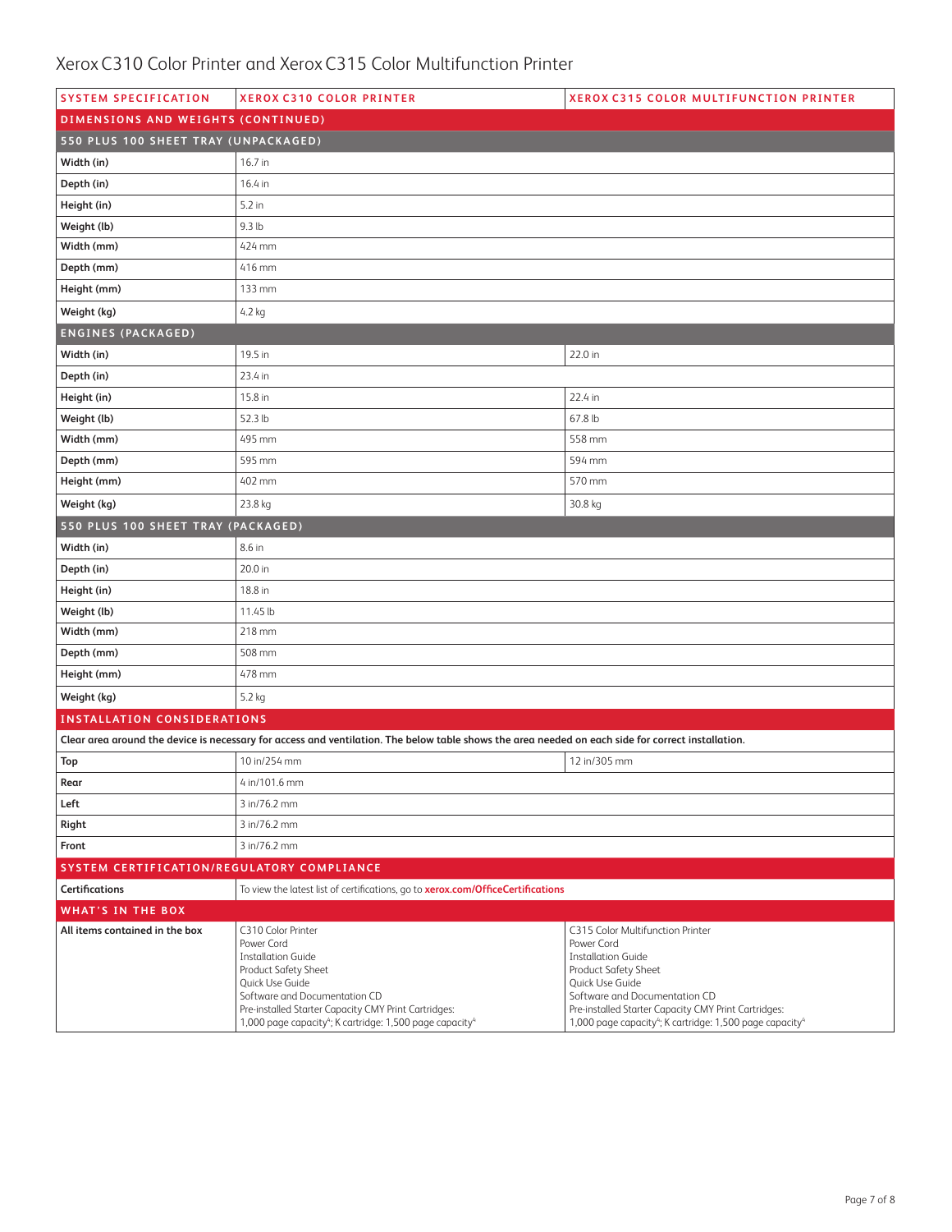# Xerox C310 Color Printer and Xerox C315 Color Multifunction Printer

| SYSTEM SPECIFICATION | XEROX C310 COLOR PRINTER | XEROX C315 COLOR MULTIFUNCTION PRINTER |
| --- | --- | --- |
| **DIMENSIONS AND WEIGHTS (CONTINUED)** | | |
| **550 PLUS 100 SHEET TRAY (UNPACKAGED)** | | |
| Width (in) | 16.7 in | |
| Depth (in) | 16.4 in | |
| Height (in) | 5.2 in | |
| Weight (lb) | 9.3 lb | |
| Width (mm) | 424 mm | |
| Depth (mm) | 416 mm | |
| Height (mm) | 133 mm | |
| Weight (kg) | 4.2 kg | |
| **ENGINES (PACKAGED)** | | |
| Width (in) | 19.5 in | 22.0 in |
| Depth (in) | 23.4 in | |
| Height (in) | 15.8 in | 22.4 in |
| Weight (lb) | 52.3 lb | 67.8 lb |
| Width (mm) | 495 mm | 558 mm |
| Depth (mm) | 595 mm | 594 mm |
| Height (mm) | 402 mm | 570 mm |
| Weight (kg) | 23.8 kg | 30.8 kg |
| **550 PLUS 100 SHEET TRAY (PACKAGED)** | | |
| Width (in) | 8.6 in | |
| Depth (in) | 20.0 in | |
| Height (in) | 18.8 in | |
| Weight (lb) | 11.45 lb | |
| Width (mm) | 218 mm | |
| Depth (mm) | 508 mm | |
| Height (mm) | 478 mm | |
| Weight (kg) | 5.2 kg | |
| **INSTALLATION CONSIDERATIONS** | | |
| **Clear area around the device is necessary for access and ventilation. The below table shows the area needed on each side for correct installation.** | | |
| Top | 10 in/254 mm | 12 in/305 mm |
| Rear | 4 in/101.6 mm | |
| Left | 3 in/76.2 mm | |
| Right | 3 in/76.2 mm | |
| Front | 3 in/76.2 mm | |
| **SYSTEM CERTIFICATION/REGULATORY COMPLIANCE** | | |
| Certifications | To view the latest list of certifications, go to **xerox.com/OfficeCertifications** | |
| **WHAT'S IN THE BOX** | | |
| All items contained in the box | C310 Color Printer<br>Power Cord<br>Installation Guide<br>Product Safety Sheet<br>Quick Use Guide<br>Software and Documentation CD<br>Pre-installed Starter Capacity CMY Print Cartridges: 1,000 page capacity[4]; K cartridge: 1,500 page capacity[4] | C315 Color Multifunction Printer<br>Power Cord<br>Installation Guide<br>Product Safety Sheet<br>Quick Use Guide<br>Software and Documentation CD<br>Pre-installed Starter Capacity CMY Print Cartridges: 1,000 page capacity[4]; K cartridge: 1,500 page capacity[4] |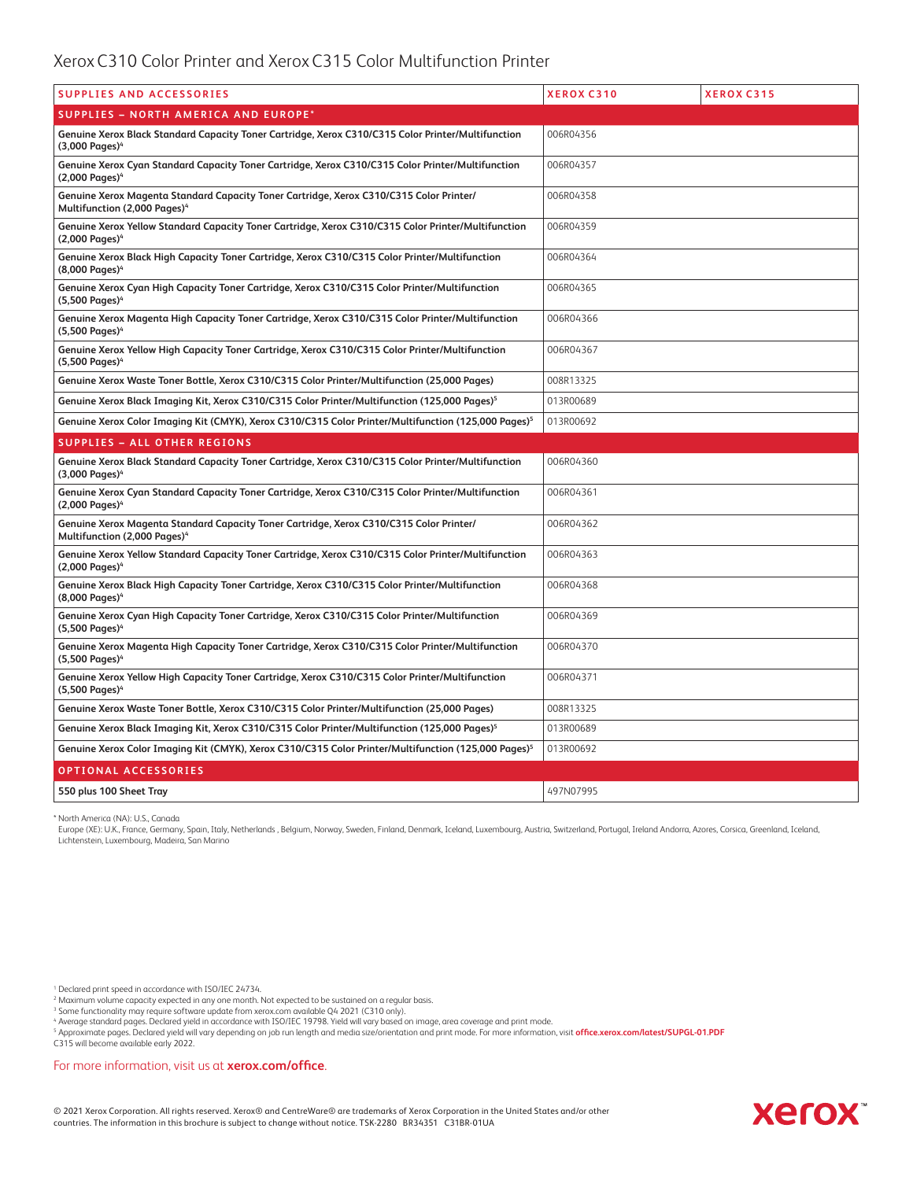# Xerox C310 Color Printer and Xerox C315 Color Multifunction Printer

| SUPPLIES AND ACCESSORIES | XEROX C310 | XEROX C315 |
|---|---|---|
| **SUPPLIES – NORTH AMERICA AND EUROPE*** | | |
| Genuine Xerox Black Standard Capacity Toner Cartridge, Xerox C310/C315 Color Printer/Multifunction (3,000 Pages)[4] | 006R04356 | |
| Genuine Xerox Cyan Standard Capacity Toner Cartridge, Xerox C310/C315 Color Printer/Multifunction (2,000 Pages)[4] | 006R04357 | |
| Genuine Xerox Magenta Standard Capacity Toner Cartridge, Xerox C310/C315 Color Printer/Multifunction (2,000 Pages)[4] | 006R04358 | |
| Genuine Xerox Yellow Standard Capacity Toner Cartridge, Xerox C310/C315 Color Printer/Multifunction (2,000 Pages)[4] | 006R04359 | |
| Genuine Xerox Black High Capacity Toner Cartridge, Xerox C310/C315 Color Printer/Multifunction (8,000 Pages)[4] | 006R04364 | |
| Genuine Xerox Cyan High Capacity Toner Cartridge, Xerox C310/C315 Color Printer/Multifunction (5,500 Pages)[4] | 006R04365 | |
| Genuine Xerox Magenta High Capacity Toner Cartridge, Xerox C310/C315 Color Printer/Multifunction (5,500 Pages)[4] | 006R04366 | |
| Genuine Xerox Yellow High Capacity Toner Cartridge, Xerox C310/C315 Color Printer/Multifunction (5,500 Pages)[4] | 006R04367 | |
| Genuine Xerox Waste Toner Bottle, Xerox C310/C315 Color Printer/Multifunction (25,000 Pages) | 008R13325 | |
| Genuine Xerox Black Imaging Kit, Xerox C310/C315 Color Printer/Multifunction (125,000 Pages)[5] | 013R00689 | |
| Genuine Xerox Color Imaging Kit (CMYK), Xerox C310/C315 Color Printer/Multifunction (125,000 Pages)[5] | 013R00692 | |
| **SUPPLIES – ALL OTHER REGIONS** | | |
| Genuine Xerox Black Standard Capacity Toner Cartridge, Xerox C310/C315 Color Printer/Multifunction (3,000 Pages)[4] | 006R04360 | |
| Genuine Xerox Cyan Standard Capacity Toner Cartridge, Xerox C310/C315 Color Printer/Multifunction (2,000 Pages)[4] | 006R04361 | |
| Genuine Xerox Magenta Standard Capacity Toner Cartridge, Xerox C310/C315 Color Printer/Multifunction (2,000 Pages)[4] | 006R04362 | |
| Genuine Xerox Yellow Standard Capacity Toner Cartridge, Xerox C310/C315 Color Printer/Multifunction (2,000 Pages)[4] | 006R04363 | |
| Genuine Xerox Black High Capacity Toner Cartridge, Xerox C310/C315 Color Printer/Multifunction (8,000 Pages)[4] | 006R04368 | |
| Genuine Xerox Cyan High Capacity Toner Cartridge, Xerox C310/C315 Color Printer/Multifunction (5,500 Pages)[4] | 006R04369 | |
| Genuine Xerox Magenta High Capacity Toner Cartridge, Xerox C310/C315 Color Printer/Multifunction (5,500 Pages)[4] | 006R04370 | |
| Genuine Xerox Yellow High Capacity Toner Cartridge, Xerox C310/C315 Color Printer/Multifunction (5,500 Pages)[4] | 006R04371 | |
| Genuine Xerox Waste Toner Bottle, Xerox C310/C315 Color Printer/Multifunction (25,000 Pages) | 008R13325 | |
| Genuine Xerox Black Imaging Kit, Xerox C310/C315 Color Printer/Multifunction (125,000 Pages)[5] | 013R00689 | |
| Genuine Xerox Color Imaging Kit (CMYK), Xerox C310/C315 Color Printer/Multifunction (125,000 Pages)[5] | 013R00692 | |
| **OPTIONAL ACCESSORIES** | | |
| 550 plus 100 Sheet Tray | 497N07995 | |

* North America (NA): U.S., Canada
Europe (XE): U.K., France, Germany, Spain, Italy, Netherlands , Belgium, Norway, Sweden, Finland, Denmark, Iceland, Luxembourg, Austria, Switzerland, Portugal, Ireland Andorra, Azores, Corsica, Greenland, Iceland, Lichtenstein, Luxembourg, Madeira, San Marino

[1] Declared print speed in accordance with ISO/IEC 24734.
[2] Maximum volume capacity expected in any one month. Not expected to be sustained on a regular basis.
[3] Some functionality may require software update from xerox.com available Q4 2021 (C310 only).
[4] Average standard pages. Declared yield in accordance with ISO/IEC 19798. Yield will vary based on image, area coverage and print mode.
[5] Approximate pages. Declared yield will vary depending on job run length and media size/orientation and print mode. For more information, visit **office.xerox.com/latest/SUPGL-01.PDF**
C315 will become available early 2022.

For more information, visit us at **xerox.com/office**.

© 2021 Xerox Corporation. All rights reserved. Xerox® and CentreWare® are trademarks of Xerox Corporation in the United States and/or other countries. The information in this brochure is subject to change without notice. TSK-2280 BR34351 C31BR-01UA

xerox™